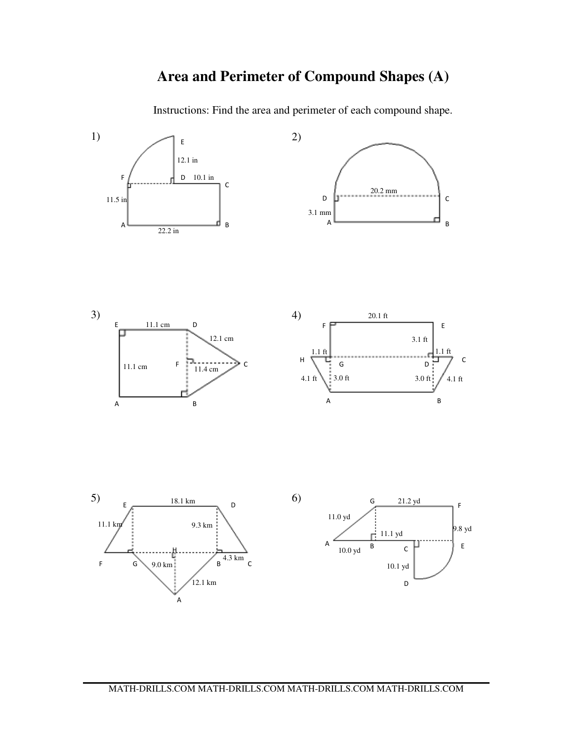# Area and Perimeter of Compound Shapes (A)

Instructions: Find the area and perimeter of each compound shape.

1)

E

12.1 in

F D 10.1 in C

11.5 in

A 22.2 in B

2)

20.2 mm

D C

3.1 mm

A B

3)

E 11.1 cm D

12.1 cm

11.1 cm F C

11.4 cm

A B

4)

20.1 ft

F E

3.1 ft

1.1 ft 1.1 ft

H G D C

4.1 ft 3.0 ft 3.0 ft 4.1 ft

A B

5)

E 18.1 km D

11.1 km

9.3 km

H

F G 9.0 km B 4.3 km C

12.1 km

A

6)

G 21.2 yd F

11.0 yd

9.8 yd

11.1 yd

A B C E

10.0 yd

10.1 yd

D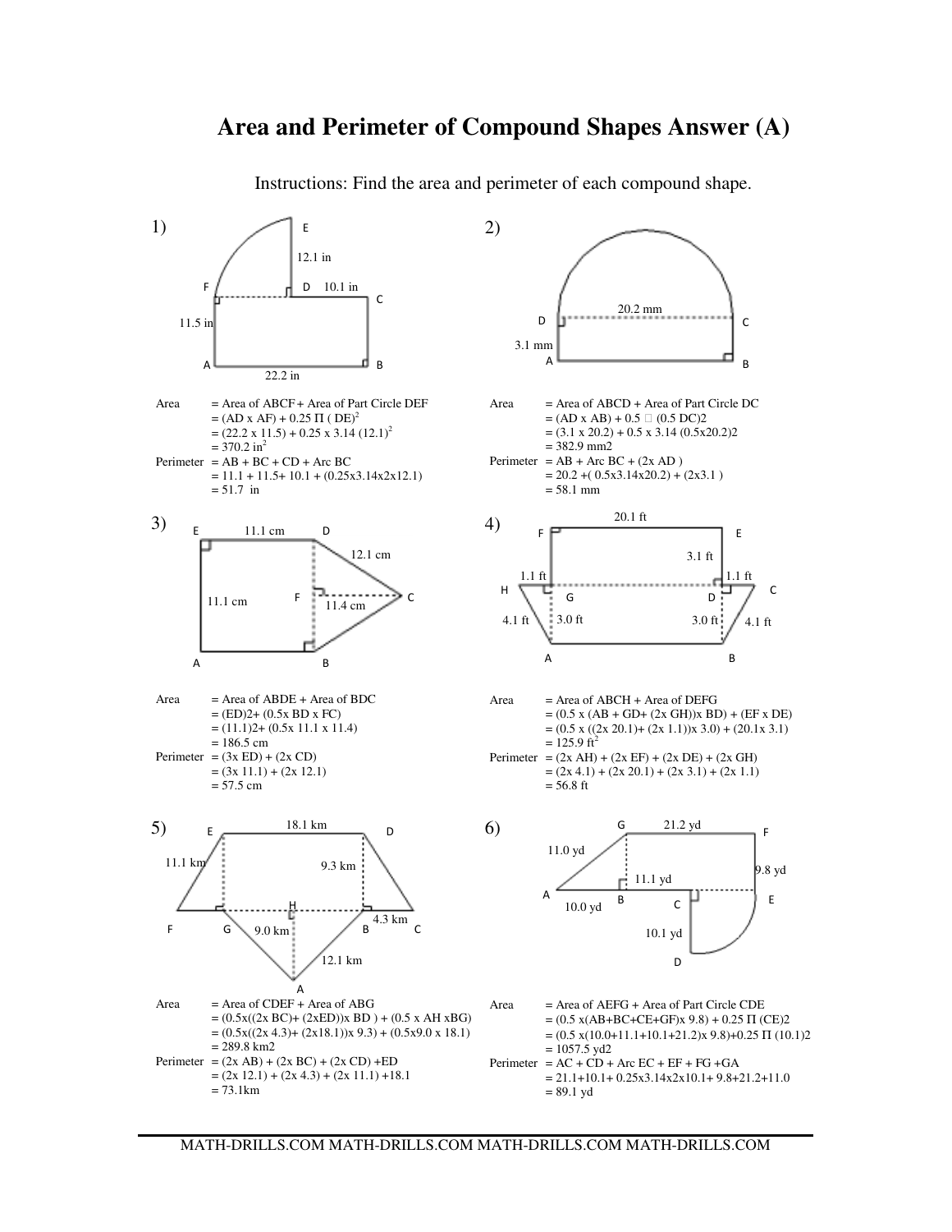# Area and Perimeter of Compound Shapes Answer (A)

Instructions: Find the area and perimeter of each compound shape.

1)

Area = Area of ABCF + Area of Part Circle DEF
= (AD x AF) + 0.25 Π ( DE)$^2$
= (22.2 x 11.5) + 0.25 x 3.14 (12.1)$^2$
= 370.2 in$^2$

Perimeter = AB + BC + CD + Arc BC
= 11.1 + 11.5+ 10.1 + (0.25x3.14x2x12.1)
= 51.7 in

2)

Area = Area of ABCD + Area of Part Circle DC
= (AD x AB) + 0.5 Π (0.5 DC)2
= (3.1 x 20.2) + 0.5 x 3.14 (0.5x20.2)2
= 382.9 mm2

Perimeter = AB + Arc BC + (2x AD )
= 20.2 +( 0.5x3.14x20.2) + (2x3.1 )
= 58.1 mm

3)

Area = Area of ABDE + Area of BDC
= (ED)2+ (0.5x BD x FC)
= (11.1)2+ (0.5x 11.1 x 11.4)
= 186.5 cm

Perimeter = (3x ED) + (2x CD)
= (3x 11.1) + (2x 12.1)
= 57.5 cm

4)

Area = Area of ABCH + Area of DEFG
= (0.5 x (AB + GD+ (2x GH))x BD) + (EF x DE)
= (0.5 x ((2x 20.1)+ (2x 1.1))x 3.0) + (20.1x 3.1)
= 125.9 ft$^2$

Perimeter = (2x AH) + (2x EF) + (2x DE) + (2x GH)
= (2x 4.1) + (2x 20.1) + (2x 3.1) + (2x 1.1)
= 56.8 ft

5)

Area = Area of CDEF + Area of ABG
= (0.5x((2x BC)+ (2xED))x BD ) + (0.5 x AH xBG)
= (0.5x((2x 4.3)+ (2x18.1))x 9.3) + (0.5x9.0 x 18.1)
= 289.8 km2

Perimeter = (2x AB) + (2x BC) + (2x CD) +ED
= (2x 12.1) + (2x 4.3) + (2x 11.1) +18.1
= 73.1km

6)

Area = Area of AEFG + Area of Part Circle CDE
= (0.5 x(AB+BC+CE+GF)x 9.8) + 0.25 Π (CE)2
= (0.5 x(10.0+11.1+10.1+21.2)x 9.8)+0.25 Π (10.1)2
= 1057.5 yd2

Perimeter = AC + CD + Arc EC + EF + FG +GA
= 21.1+10.1+ 0.25x3.14x2x10.1+ 9.8+21.2+11.0
= 89.1 yd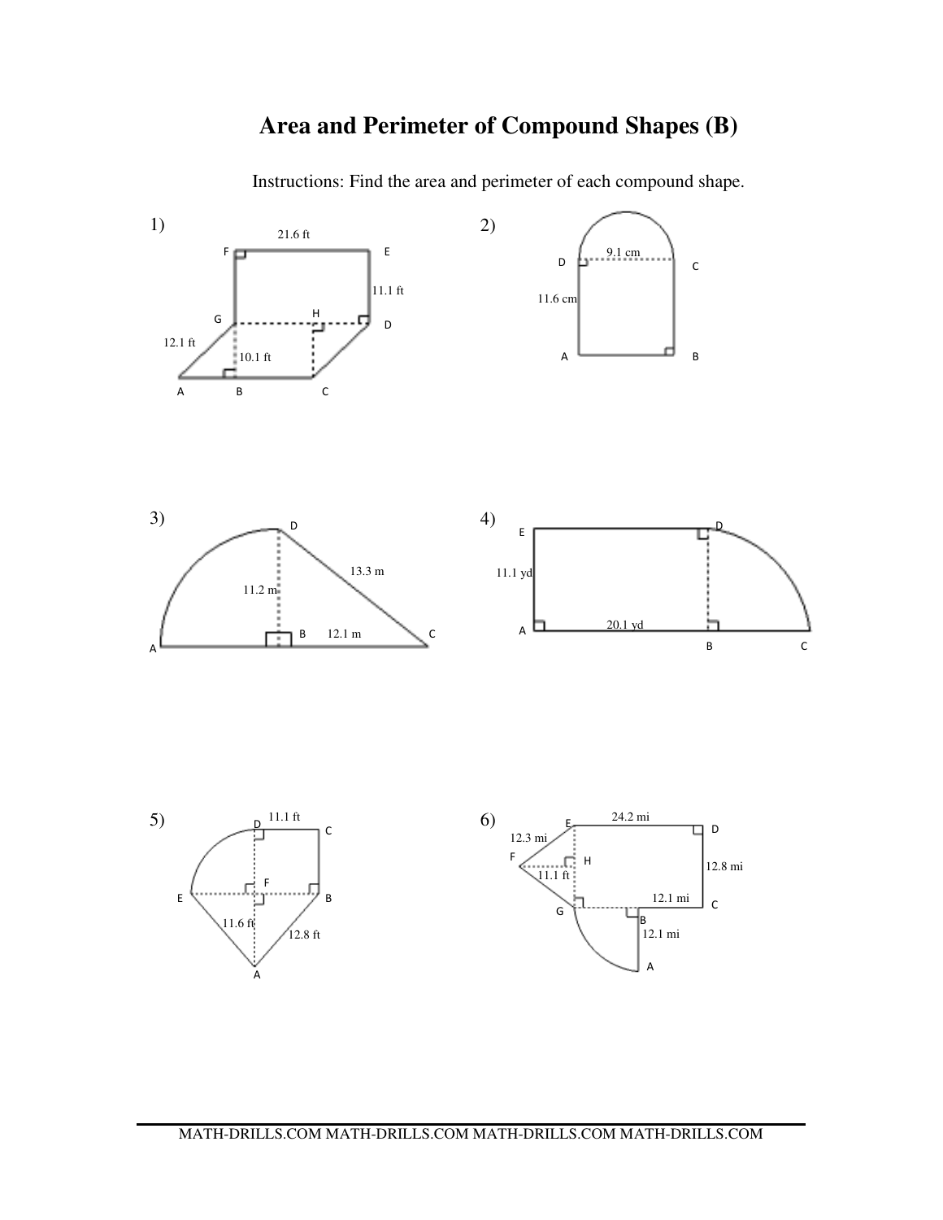# Area and Perimeter of Compound Shapes (B)

Instructions: Find the area and perimeter of each compound shape.

1)

21.6 ft

F E

11.1 ft

G H D

12.1 ft

10.1 ft

A B C

2)

9.1 cm

D C

11.6 cm

A B

3)

D

13.3 m

11.2 m

B 12.1 m C

A

4)

E D

11.1 yd

A 20.1 yd

B C

5)

11.1 ft

D C

F

E B

11.6 ft

12.8 ft

A

6)

E 24.2 mi

12.3 mi D

F H

11.1 ft 12.8 mi

12.1 mi C

G

B

12.1 mi

A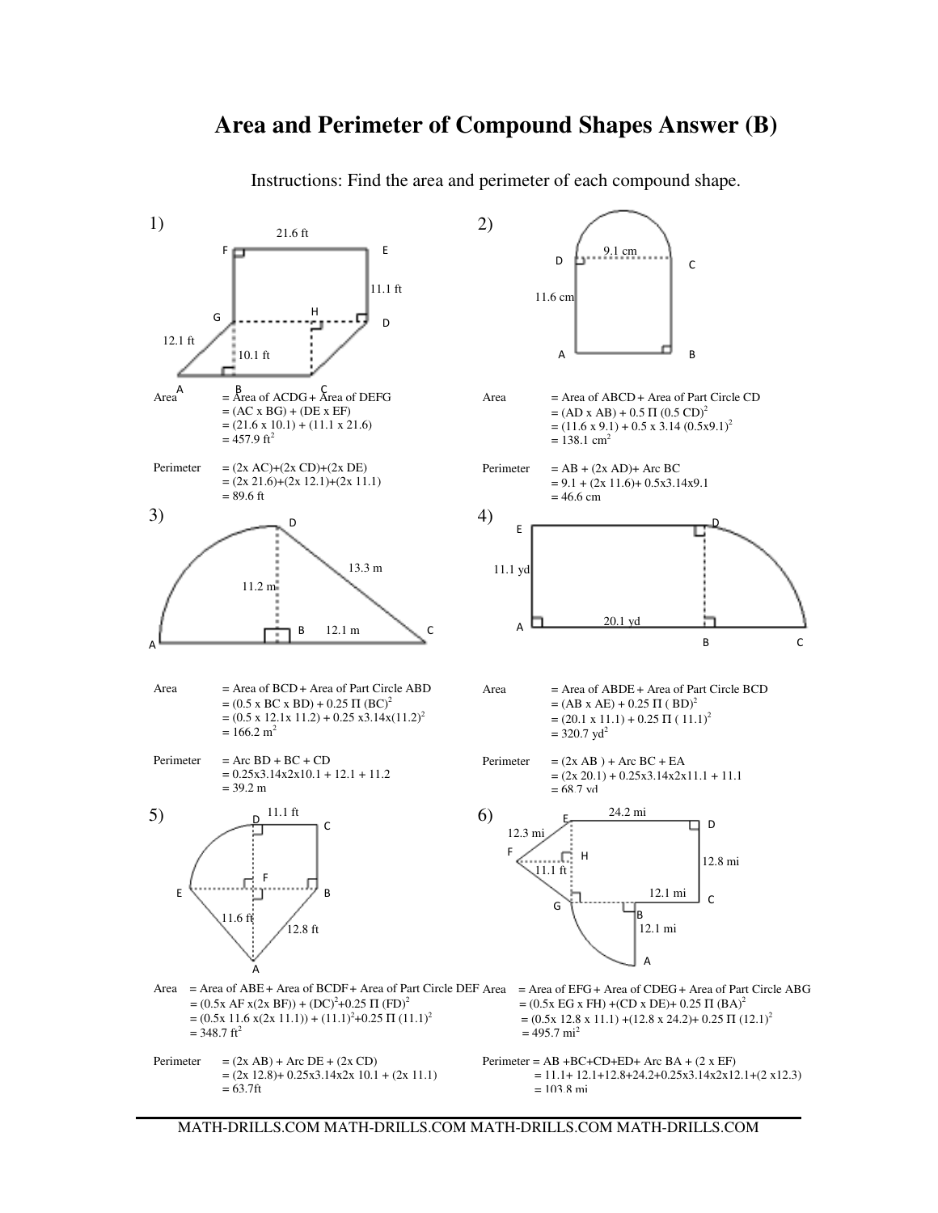# Area and Perimeter of Compound Shapes Answer (B)

Instructions: Find the area and perimeter of each compound shape.

1)

Area = Area of ACDG + Area of DEFG
= (AC x BG) + (DE x EF)
= (21.6 x 10.1) + (11.1 x 21.6)
= 457.9 $ft^2$

Perimeter = (2x AC)+(2x CD)+(2x DE)
= (2x 21.6)+(2x 12.1)+(2x 11.1)
= 89.6 ft

2)

Area = Area of ABCD + Area of Part Circle CD
= (AD x AB) + 0.5 Π $(0.5\ CD)^2$
= (11.6 x 9.1) + 0.5 x 3.14 $(0.5x9.1)^2$
= 138.1 $cm^2$

Perimeter = AB + (2x AD)+ Arc BC
= 9.1 + (2x 11.6)+ 0.5x3.14x9.1
= 46.6 cm

3)

Area = Area of BCD + Area of Part Circle ABD
= (0.5 x BC x BD) + 0.25 Π $(BC)^2$
= (0.5 x 12.1x 11.2) + 0.25 x3.14x$(11.2)^2$
= 166.2 $m^2$

Perimeter = Arc BD + BC + CD
= 0.25x3.14x2x10.1 + 12.1 + 11.2
= 39.2 m

4)

Area = Area of ABDE + Area of Part Circle BCD
= (AB x AE) + 0.25 Π $(BD)^2$
= (20.1 x 11.1) + 0.25 Π $(11.1)^2$
= 320.7 $yd^2$

Perimeter = (2x AB ) + Arc BC + EA
= (2x 20.1) + 0.25x3.14x2x11.1 + 11.1
= 68.7 yd

5)

Area = Area of ABE + Area of BCDF + Area of Part Circle DEF
= (0.5x AF x(2x BF)) + $(DC)^2$+0.25 Π $(FD)^2$
= (0.5x 11.6 x(2x 11.1)) + $(11.1)^2$+0.25 Π $(11.1)^2$
= 348.7 $ft^2$

Perimeter = (2x AB) + Arc DE + (2x CD)
= (2x 12.8)+ 0.25x3.14x2x 10.1 + (2x 11.1)
= 63.7ft

6)

Area = Area of EFG + Area of CDEG + Area of Part Circle ABG
= (0.5x EG x FH) +(CD x DE)+ 0.25 Π $(BA)^2$
= (0.5x 12.8 x 11.1) +(12.8 x 24.2)+ 0.25 Π $(12.1)^2$
= 495.7 $mi^2$

Perimeter = AB +BC+CD+ED+ Arc BA + (2 x EF)
= 11.1+ 12.1+12.8+24.2+0.25x3.14x2x12.1+(2 x12.3)
= 103.8 mi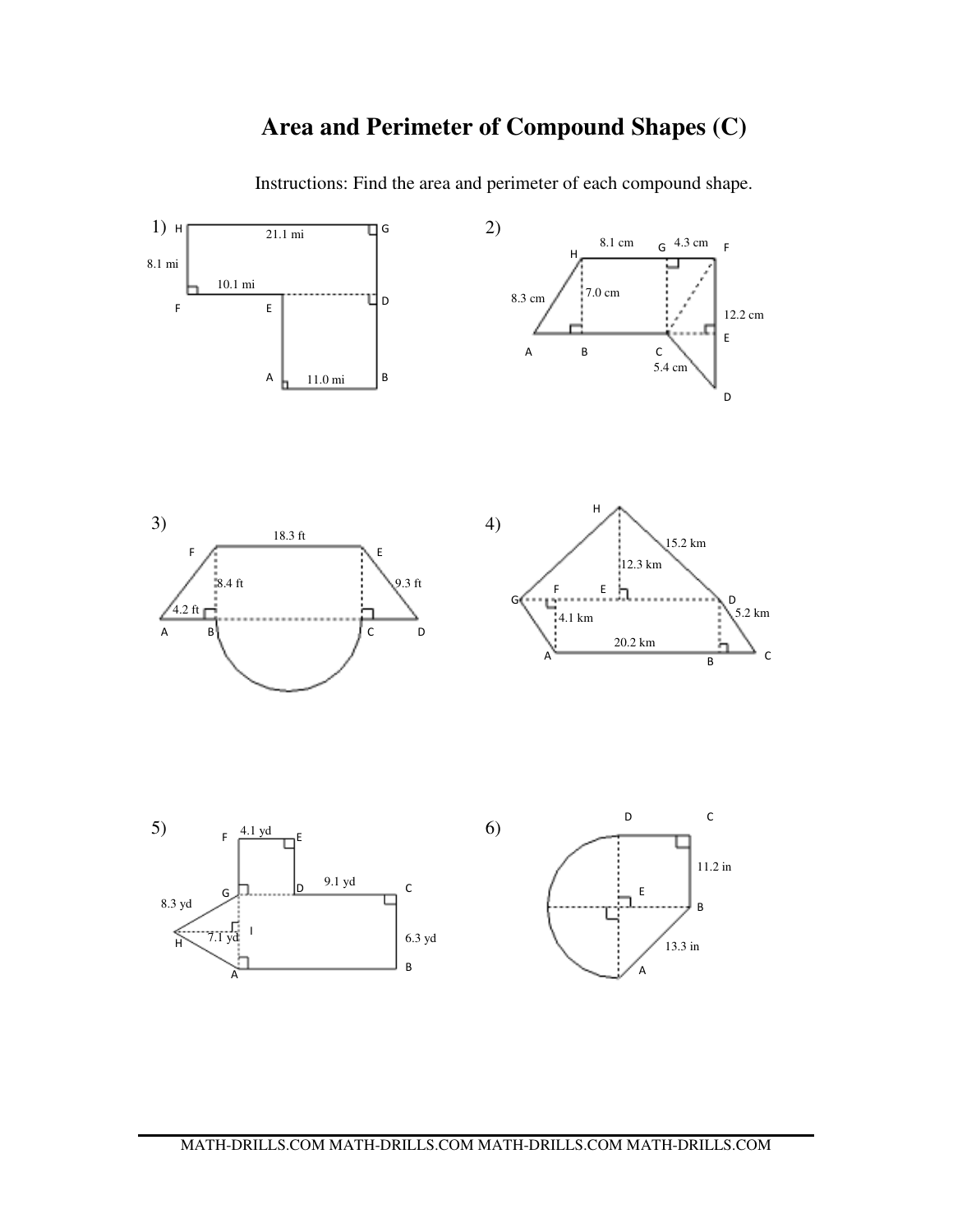# Area and Perimeter of Compound Shapes (C)

Instructions: Find the area and perimeter of each compound shape.

1) H, G, F, E, D, A, B — 21.1 mi, 8.1 mi, 10.1 mi, 11.0 mi

2) H, G, F, A, B, C, E, D — 8.1 cm, 4.3 cm, 8.3 cm, 7.0 cm, 12.2 cm, 5.4 cm

3) F, E, A, B, C, D — 18.3 ft, 8.4 ft, 9.3 ft, 4.2 ft

4) H, G, F, E, D, A, B, C — 15.2 km, 12.3 km, 4.1 km, 5.2 km, 20.2 km

5) F, E, G, D, C, H, I, A, B — 4.1 yd, 9.1 yd, 8.3 yd, 7.1 yd, 6.3 yd

6) D, C, E, B, A — 11.2 in, 13.3 in

MATH-DRILLS.COM MATH-DRILLS.COM MATH-DRILLS.COM MATH-DRILLS.COM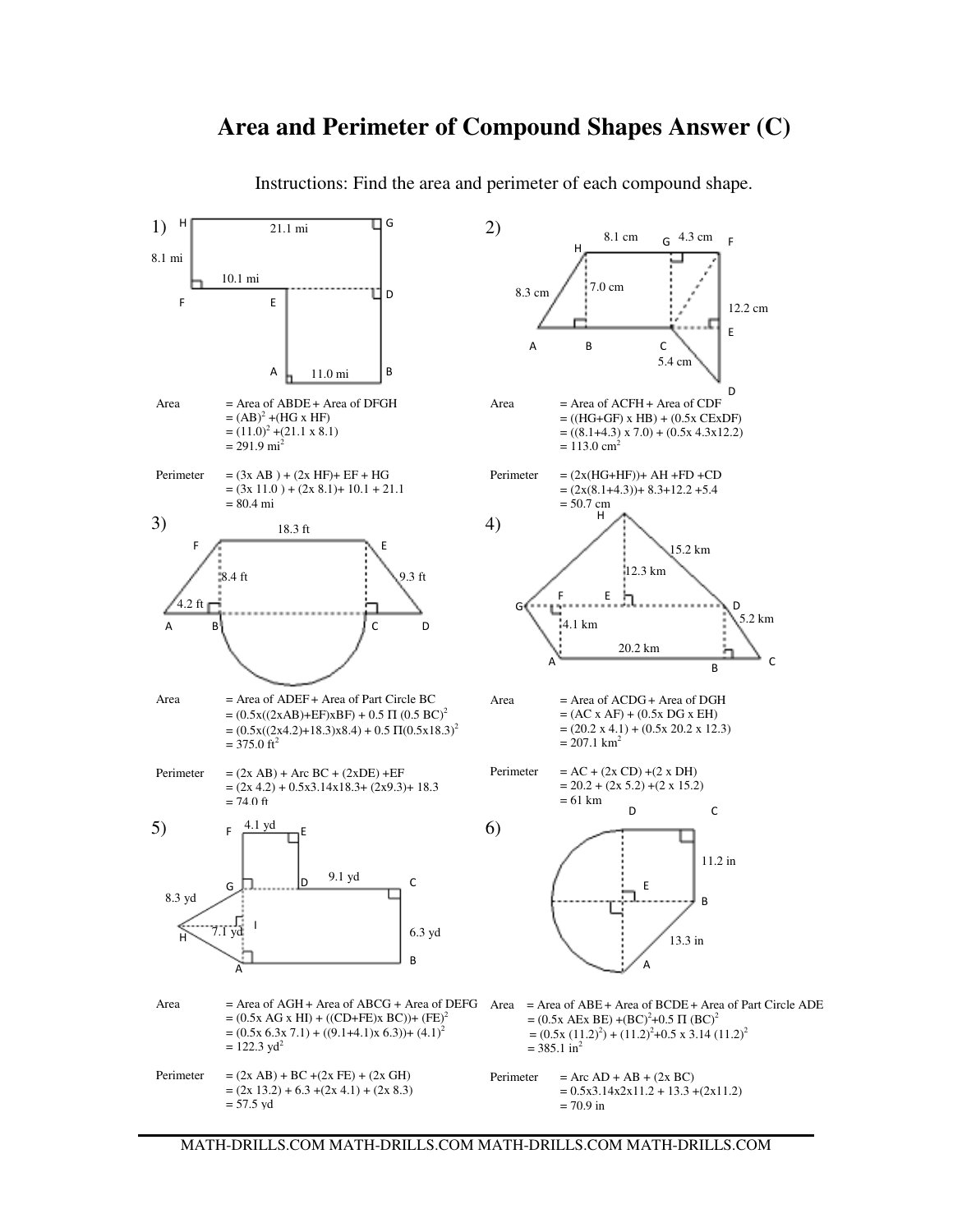# Area and Perimeter of Compound Shapes Answer (C)

Instructions: Find the area and perimeter of each compound shape.

1)

Area = Area of ABDE + Area of DFGH
$= (AB)^2 + (HG \times HF)$
$= (11.0)^2 + (21.1 \times 8.1)$
$= 291.9\ mi^2$

Perimeter = (3x AB ) + (2x HF)+ EF + HG
= (3x 11.0 ) + (2x 8.1)+ 10.1 + 21.1
= 80.4 mi

2)

Area = Area of ACFH + Area of CDF
= ((HG+GF) x HB) + (0.5x CExDF)
= ((8.1+4.3) x 7.0) + (0.5x 4.3x12.2)
$= 113.0\ cm^2$

Perimeter = (2x(HG+HF))+ AH +FD +CD
= (2x(8.1+4.3))+ 8.3+12.2 +5.4
= 50.7 cm

3)

Area = Area of ADEF + Area of Part Circle BC
$= (0.5x((2xAB)+EF)xBF) + 0.5\ \Pi\ (0.5\ BC)^2$
$= (0.5x((2x4.2)+18.3)x8.4) + 0.5\ \Pi(0.5x18.3)^2$
$= 375.0\ ft^2$

Perimeter = (2x AB) + Arc BC + (2xDE) +EF
= (2x 4.2) + 0.5x3.14x18.3+ (2x9.3)+ 18.3
= 74.0 ft

4)

Area = Area of ACDG + Area of DGH
= (AC x AF) + (0.5x DG x EH)
= (20.2 x 4.1) + (0.5x 20.2 x 12.3)
$= 207.1\ km^2$

Perimeter = AC + (2x CD) +(2 x DH)
= 20.2 + (2x 5.2) +(2 x 15.2)
= 61 km

5)

Area = Area of AGH + Area of ABCG + Area of DEFG
$= (0.5x\ AG\ x\ HI) + ((CD+FE)x\ BC)) + (FE)^2$
$= (0.5x\ 6.3x\ 7.1) + ((9.1+4.1)x\ 6.3)) + (4.1)^2$
$= 122.3\ yd^2$

Perimeter = (2x AB) + BC +(2x FE) + (2x GH)
= (2x 13.2) + 6.3 +(2x 4.1) + (2x 8.3)
= 57.5 yd

6)

Area = Area of ABE + Area of BCDE + Area of Part Circle ADE
$= (0.5x\ AEx\ BE) + (BC)^2 + 0.5\ \Pi\ (BC)^2$
$= (0.5x\ (11.2)^2) + (11.2)^2 + 0.5\ x\ 3.14\ (11.2)^2$
$= 385.1\ in^2$

Perimeter = Arc AD + AB + (2x BC)
= 0.5x3.14x2x11.2 + 13.3 +(2x11.2)
= 70.9 in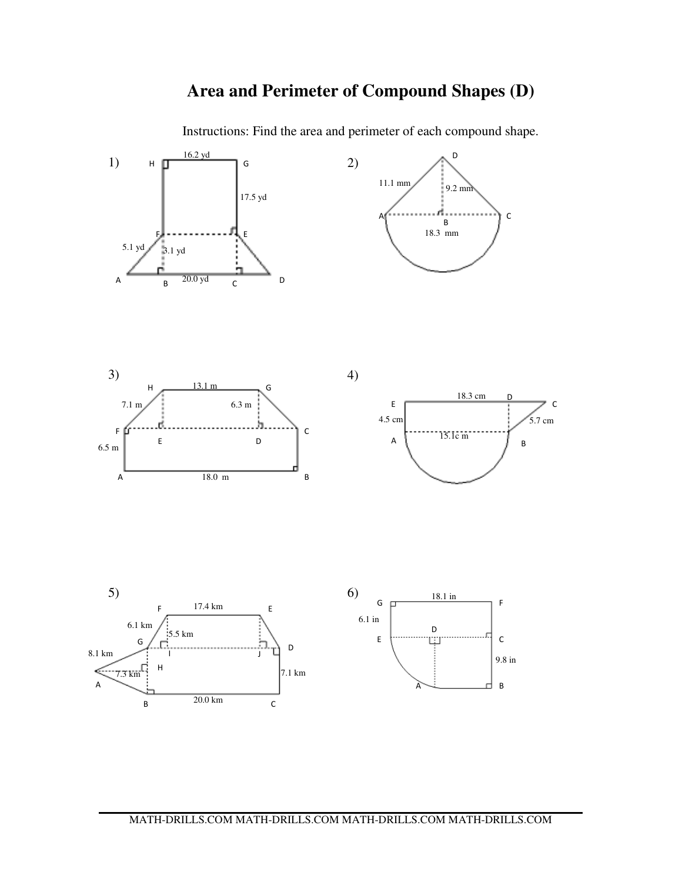# Area and Perimeter of Compound Shapes (D)

Instructions: Find the area and perimeter of each compound shape.

1)

H 16.2 yd G

17.5 yd

F E

5.1 yd

3.1 yd

A B 20.0 yd C D

2)

D

11.1 mm

9.2 mm

A B C

18.3 mm

3)

H 13.1 m G

7.1 m 6.3 m

F E D C

6.5 m

A 18.0 m B

4)

E 18.3 cm D C

4.5 cm

5.7 cm

A 15.1c m B

5)

F 17.4 km E

6.1 km

5.5 km

G I J D

8.1 km

H

7.3 km 7.1 km

A

B 20.0 km C

6)

G 18.1 in F

6.1 in

D

E C

9.8 in

A B

MATH-DRILLS.COM MATH-DRILLS.COM MATH-DRILLS.COM MATH-DRILLS.COM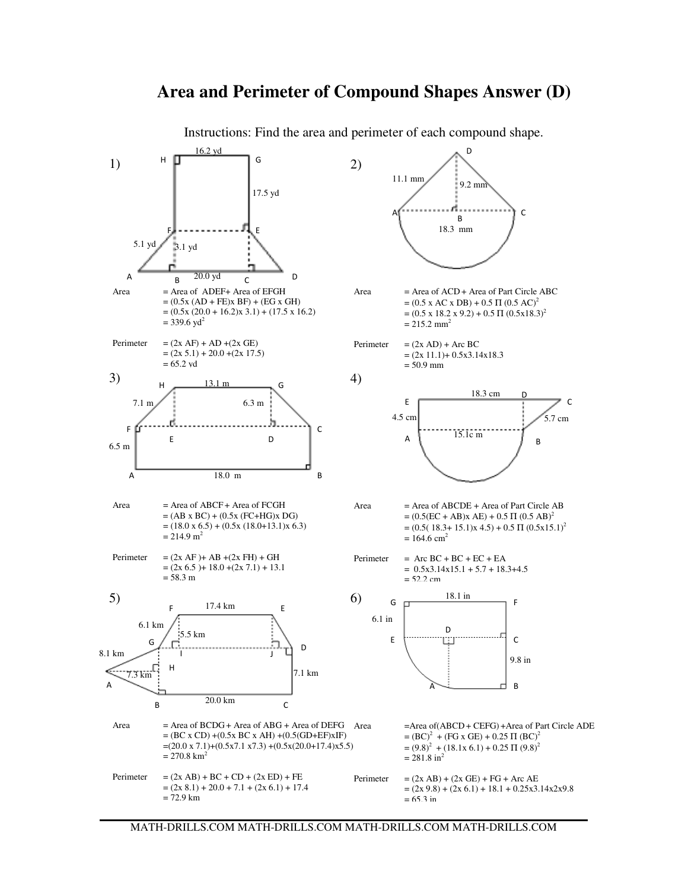# Area and Perimeter of Compound Shapes Answer (D)

Instructions: Find the area and perimeter of each compound shape.

**1)**

16.2 yd, 17.5 yd, 5.1 yd, 3.1 yd, 20.0 yd

Area = Area of ADEF+ Area of EFGH
= (0.5x (AD + FE)x BF) + (EG x GH)
= (0.5x (20.0 + 16.2)x 3.1) + (17.5 x 16.2)
= 339.6 yd$^2$

Perimeter = (2x AF) + AD +(2x GE)
= (2x 5.1) + 20.0 +(2x 17.5)
= 65.2 yd

**2)**

11.1 mm, 9.2 mm, 18.3 mm

Area = Area of ACD + Area of Part Circle ABC
= (0.5 x AC x DB) + 0.5 Π (0.5 AC)$^2$
= (0.5 x 18.2 x 9.2) + 0.5 Π (0.5x18.3)$^2$
= 215.2 mm$^2$

Perimeter = (2x AD) + Arc BC
= (2x 11.1)+ 0.5x3.14x18.3
= 50.9 mm

**3)**

13.1 m, 7.1 m, 6.3 m, 6.5 m, 18.0 m

Area = Area of ABCF + Area of FCGH
= (AB x BC) + (0.5x (FC+HG)x DG)
= (18.0 x 6.5) + (0.5x (18.0+13.1)x 6.3)
= 214.9 m$^2$

Perimeter = (2x AF )+ AB +(2x FH) + GH
= (2x 6.5 )+ 18.0 +(2x 7.1) + 13.1
= 58.3 m

**4)**

18.3 cm, 4.5 cm, 5.7 cm, 15.1c m

Area = Area of ABCDE + Area of Part Circle AB
= (0.5(EC + AB)x AE) + 0.5 Π (0.5 AB)$^2$
= (0.5( 18.3+ 15.1)x 4.5) + 0.5 Π (0.5x15.1)$^2$
= 164.6 cm$^2$

Perimeter = Arc BC + BC + EC + EA
= 0.5x3.14x15.1 + 5.7 + 18.3+4.5
= 52.2 cm

**5)**

17.4 km, 6.1 km, 5.5 km, 8.1 km, 7.3 km, 7.1 km, 20.0 km

Area = Area of BCDG + Area of ABG + Area of DEFG
= (BC x CD) +(0.5x BC x AH) +(0.5(GD+EF)xIF)
=(20.0 x 7.1)+(0.5x7.1 x7.3) +(0.5x(20.0+17.4)x5.5)
= 270.8 km$^2$

Perimeter = (2x AB) + BC + CD + (2x ED) + FE
= (2x 8.1) + 20.0 + 7.1 + (2x 6.1) + 17.4
= 72.9 km

**6)**

18.1 in, 6.1 in, 9.8 in

Area =Area of(ABCD + CEFG) +Area of Part Circle ADE
= (BC)$^2$ + (FG x GE) + 0.25 Π (BC)$^2$
= (9.8)$^2$ + (18.1x 6.1) + 0.25 Π (9.8)$^2$
= 281.8 in$^2$

Perimeter = (2x AB) + (2x GE) + FG + Arc AE
= (2x 9.8) + (2x 6.1) + 18.1 + 0.25x3.14x2x9.8
= 65.3 in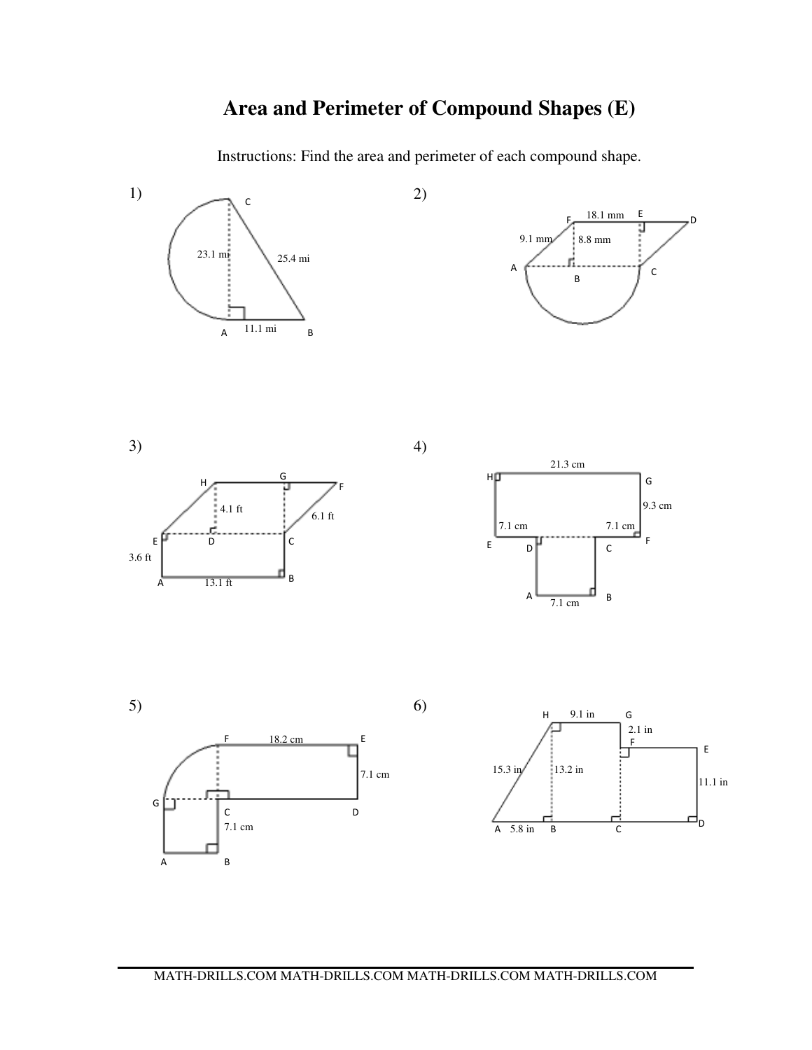# Area and Perimeter of Compound Shapes (E)

Instructions: Find the area and perimeter of each compound shape.

1)

C

23.1 mi

25.4 mi

A 11.1 mi B

2)

F 18.1 mm E D

9.1 mm 8.8 mm

A B C

3)

H G F

4.1 ft 6.1 ft

E D C

3.6 ft

A 13.1 ft B

4)

21.3 cm

H G

9.3 cm

7.1 cm 7.1 cm

E D C F

A 7.1 cm B

5)

F 18.2 cm E

7.1 cm

G

C D

7.1 cm

A B

6)

H 9.1 in G

2.1 in

F E

15.3 in 13.2 in 11.1 in

A 5.8 in B C D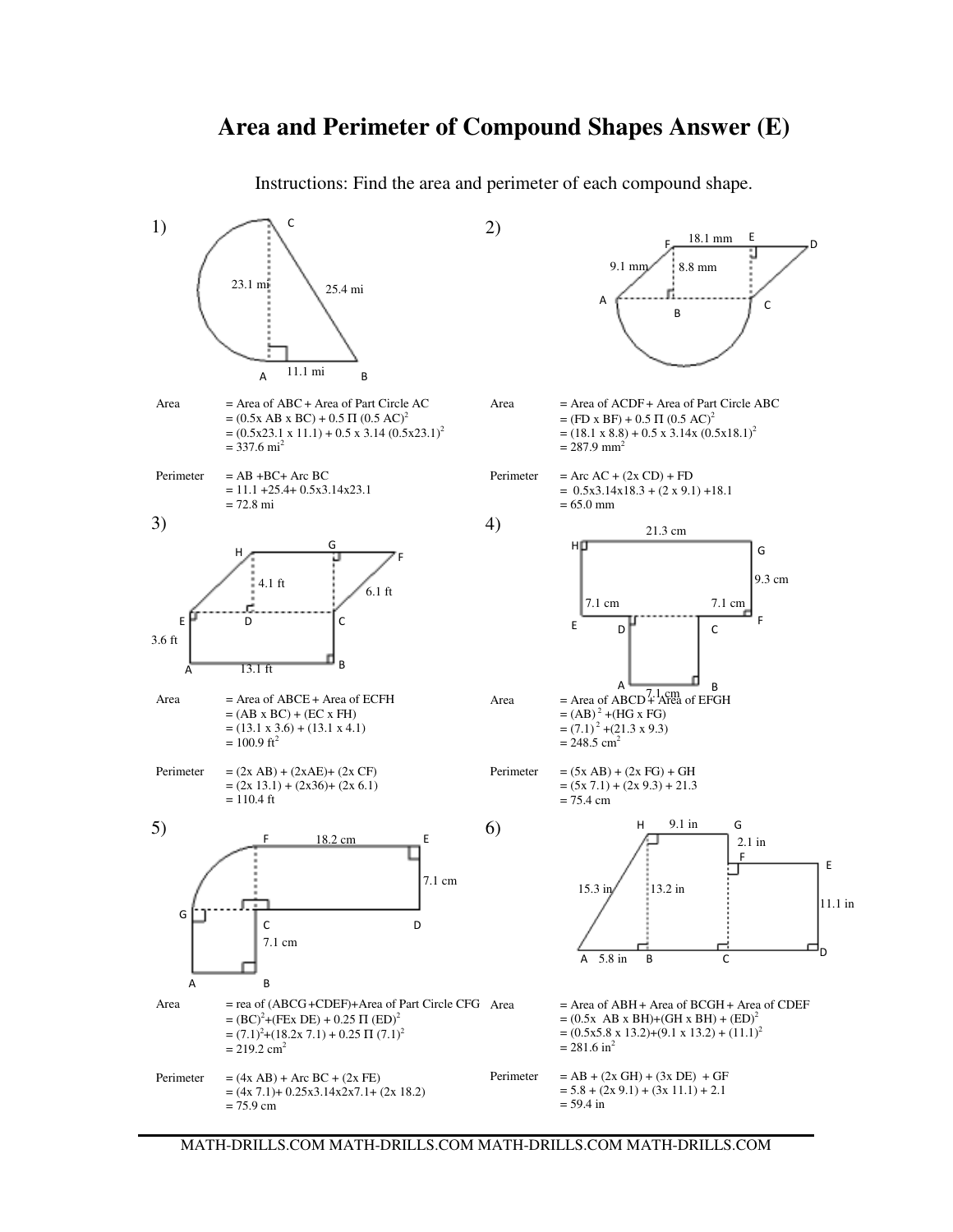# Area and Perimeter of Compound Shapes Answer (E)

Instructions: Find the area and perimeter of each compound shape.

1)

Area = Area of ABC + Area of Part Circle AC
= (0.5x AB x BC) + 0.5 Π (0.5 AC)$^2$
= (0.5x23.1 x 11.1) + 0.5 x 3.14 (0.5x23.1)$^2$
= 337.6 mi$^2$

Perimeter = AB +BC+ Arc BC
= 11.1 +25.4+ 0.5x3.14x23.1
= 72.8 mi

2)

Area = Area of ACDF + Area of Part Circle ABC
= (FD x BF) + 0.5 Π (0.5 AC)$^2$
= (18.1 x 8.8) + 0.5 x 3.14x (0.5x18.1)$^2$
= 287.9 mm$^2$

Perimeter = Arc AC + (2x CD) + FD
= 0.5x3.14x18.3 + (2 x 9.1) +18.1
= 65.0 mm

3)

Area = Area of ABCE + Area of ECFH
= (AB x BC) + (EC x FH)
= (13.1 x 3.6) + (13.1 x 4.1)
= 100.9 ft$^2$

Perimeter = (2x AB) + (2xAE)+ (2x CF)
= (2x 13.1) + (2x36)+ (2x 6.1)
= 110.4 ft

4)

Area = Area of ABCD + Area of EFGH
= (AB)$^2$ +(HG x FG)
= (7.1)$^2$ +(21.3 x 9.3)
= 248.5 cm$^2$

Perimeter = (5x AB) + (2x FG) + GH
= (5x 7.1) + (2x 9.3) + 21.3
= 75.4 cm

5)

Area = rea of (ABCG +CDEF)+Area of Part Circle CFG
= (BC)$^2$+(FEx DE) + 0.25 Π (ED)$^2$
= (7.1)$^2$+(18.2x 7.1) + 0.25 Π (7.1)$^2$
= 219.2 cm$^2$

Perimeter = (4x AB) + Arc BC + (2x FE)
= (4x 7.1)+ 0.25x3.14x2x7.1+ (2x 18.2)
= 75.9 cm

6)

Area = Area of ABH + Area of BCGH + Area of CDEF
= (0.5x AB x BH)+(GH x BH) + (ED)$^2$
= (0.5x5.8 x 13.2)+(9.1 x 13.2) + (11.1)$^2$
= 281.6 in$^2$

Perimeter = AB + (2x GH) + (3x DE) + GF
= 5.8 + (2x 9.1) + (3x 11.1) + 2.1
= 59.4 in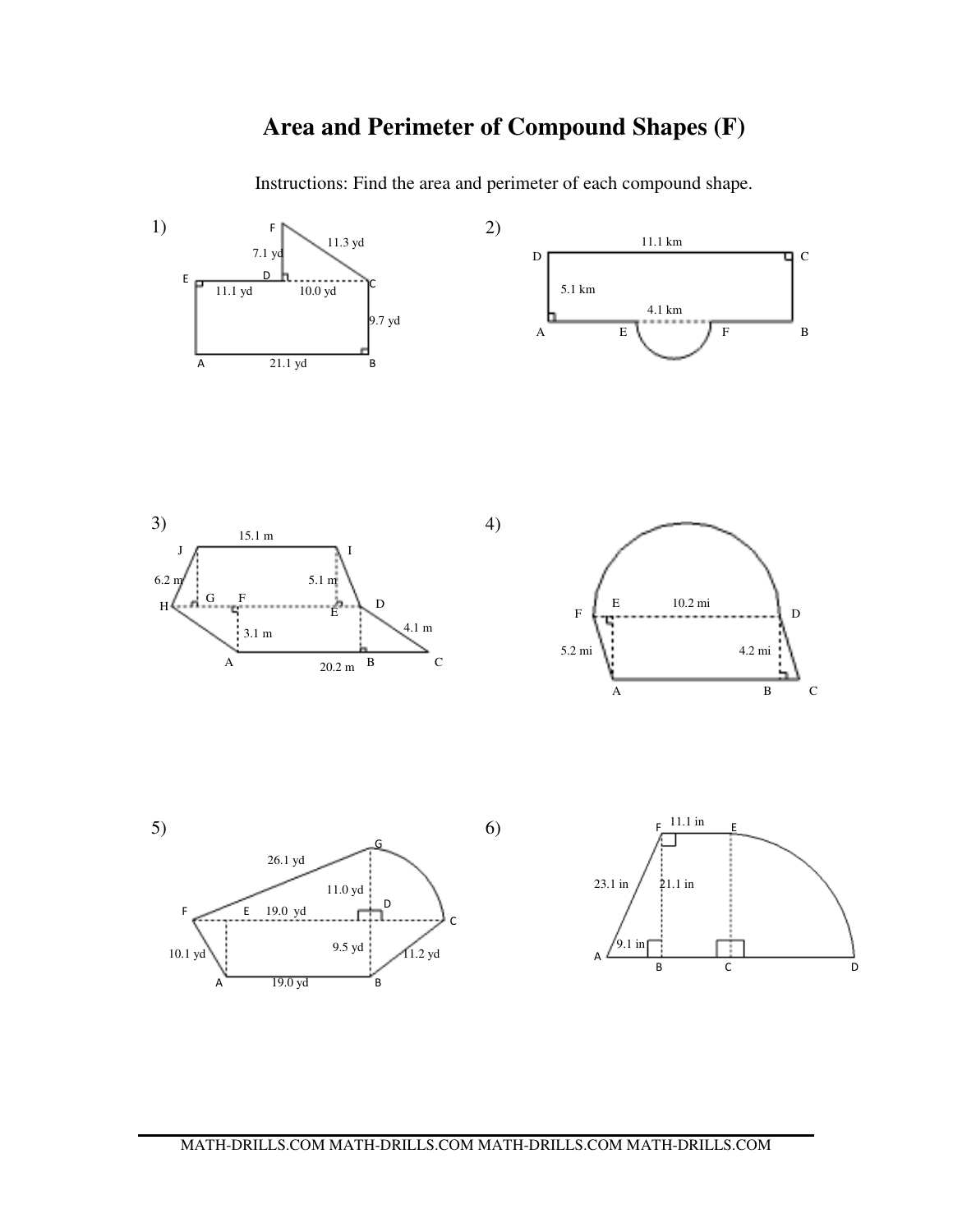# Area and Perimeter of Compound Shapes (F)

Instructions: Find the area and perimeter of each compound shape.

1)

F, 7.1 yd, 11.3 yd, E, D, C, 11.1 yd, 10.0 yd, 9.7 yd, A, 21.1 yd, B

2)

11.1 km, D, C, 5.1 km, 4.1 km, A, E, F, B

3)

15.1 m, J, I, 6.2 m, 5.1 m, H, G, F, E, D, 3.1 m, 4.1 m, A, 20.2 m, B, C

4)

F, E, 10.2 mi, D, 5.2 mi, 4.2 mi, A, B, C

5)

26.1 yd, G, 11.0 yd, F, E, 19.0 yd, D, C, 10.1 yd, 9.5 yd, 11.2 yd, A, 19.0 yd, B

6)

F, 11.1 in, E, 23.1 in, 21.1 in, 9.1 in, A, B, C, D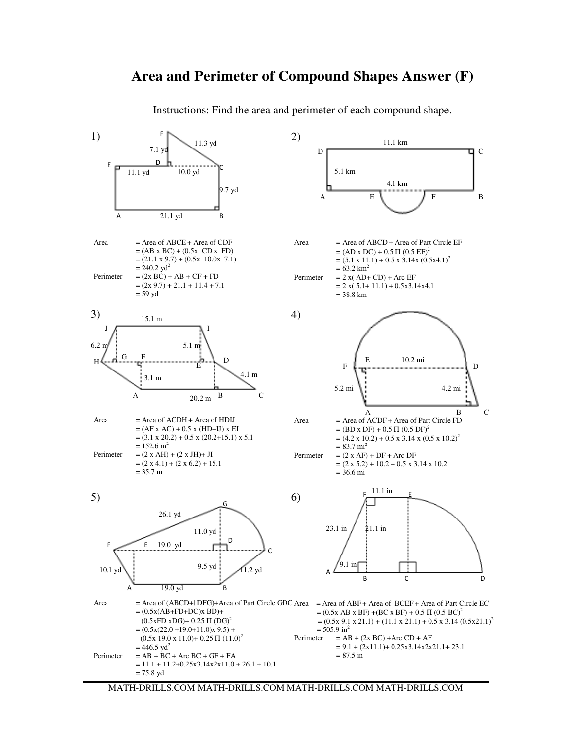# Area and Perimeter of Compound Shapes Answer (F)

Instructions: Find the area and perimeter of each compound shape.

**1)**

Area = Area of ABCE + Area of CDF
= (AB x BC) + (0.5x CD x FD)
= (21.1 x 9.7) + (0.5x 10.0x 7.1)
= 240.2 yd$^2$

Perimeter = (2x BC) + AB + CF + FD
= (2x 9.7) + 21.1 + 11.4 + 7.1
= 59 yd

**2)**

Area = Area of ABCD + Area of Part Circle EF
= (AD x DC) + 0.5 Π (0.5 EF)$^2$
= (5.1 x 11.1) + 0.5 x 3.14x (0.5x4.1)$^2$
= 63.2 km$^2$

Perimeter = 2 x( AD+ CD) + Arc EF
= 2 x( 5.1+ 11.1) + 0.5x3.14x4.1
= 38.8 km

**3)**

Area = Area of ACDH + Area of HDIJ
= (AF x AC) + 0.5 x (HD+IJ) x EI
= (3.1 x 20.2) + 0.5 x (20.2+15.1) x 5.1
= 152.6 m$^2$

Perimeter = (2 x AH) + (2 x JH)+ JI
= (2 x 4.1) + (2 x 6.2) + 15.1
= 35.7 m

**4)**

Area = Area of ACDF + Area of Part Circle FD
= (BD x DF) + 0.5 Π (0.5 DF)$^2$
= (4.2 x 10.2) + 0.5 x 3.14 x (0.5 x 10.2)$^2$
= 83.7 mi$^2$

Perimeter = (2 x AF) + DF + Arc DF
= (2 x 5.2) + 10.2 + 0.5 x 3.14 x 10.2
= 36.6 mi

**5)**

Area = Area of (ABCD+| DFG)+Area of Part Circle GDC
= (0.5x(AB+FD+DC)x BD)+
(0.5xFD xDG)+ 0.25 Π (DG)$^2$
= (0.5x(22.0 +19.0+11.0)x 9.5) +
(0.5x 19.0 x 11.0)+ 0.25 Π (11.0)$^2$
= 446.5 yd$^2$

Perimeter = AB + BC + Arc BC + GF + FA
= 11.1 + 11.2+0.25x3.14x2x11.0 + 26.1 + 10.1
= 75.8 yd

**6)**

Area = Area of ABF + Area of BCEF + Area of Part Circle EC
= (0.5x AB x BF) +(BC x BF) + 0.5 Π (0.5 BC)$^2$
= (0.5x 9.1 x 21.1) + (11.1 x 21.1) + 0.5 x 3.14 (0.5x21.1)$^2$
= 505.9 in$^2$

Perimeter = AB + (2x BC) +Arc CD + AF
= 9.1 + (2x11.1)+ 0.25x3.14x2x21.1+ 23.1
= 87.5 in

MATH-DRILLS.COM MATH-DRILLS.COM MATH-DRILLS.COM MATH-DRILLS.COM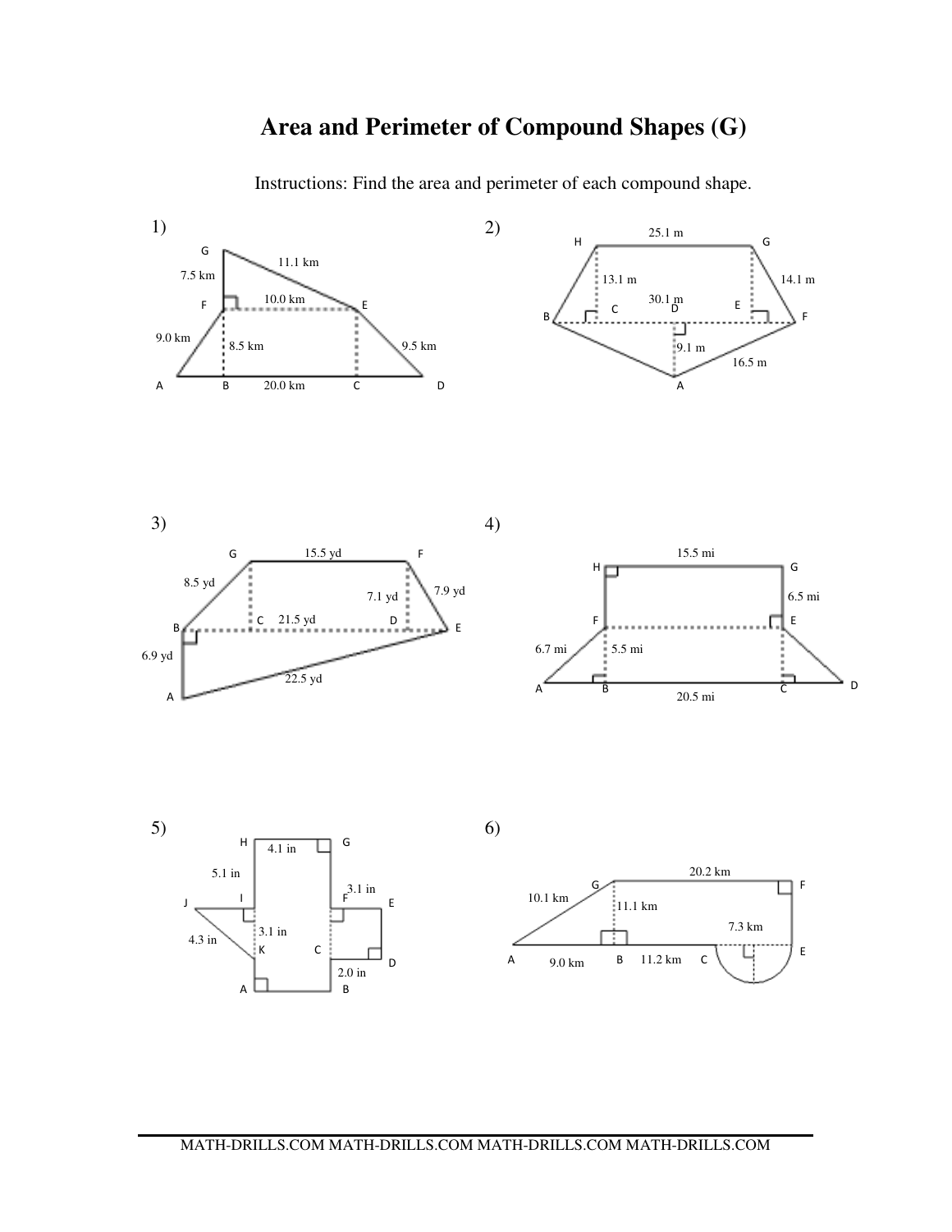# Area and Perimeter of Compound Shapes (G)

Instructions: Find the area and perimeter of each compound shape.

1)

G, 7.5 km, 11.1 km, F, 10.0 km, E, 9.0 km, 8.5 km, 9.5 km, A, B, 20.0 km, C, D

2)

H, 25.1 m, G, 13.1 m, 14.1 m, 30.1 m, B, C, D, E, F, 9.1 m, 16.5 m, A

3)

G, 15.5 yd, F, 8.5 yd, 7.1 yd, 7.9 yd, C, 21.5 yd, D, B, E, 6.9 yd, 22.5 yd, A

4)

15.5 mi, H, G, 6.5 mi, F, E, 6.7 mi, 5.5 mi, A, B, C, D, 20.5 mi

5)

H, 4.1 in, G, 5.1 in, 3.1 in, J, I, F, E, 4.3 in, 3.1 in, K, C, D, 2.0 in, A, B

6)

20.2 km, G, F, 10.1 km, 11.1 km, 7.3 km, A, 9.0 km, B, 11.2 km, C, E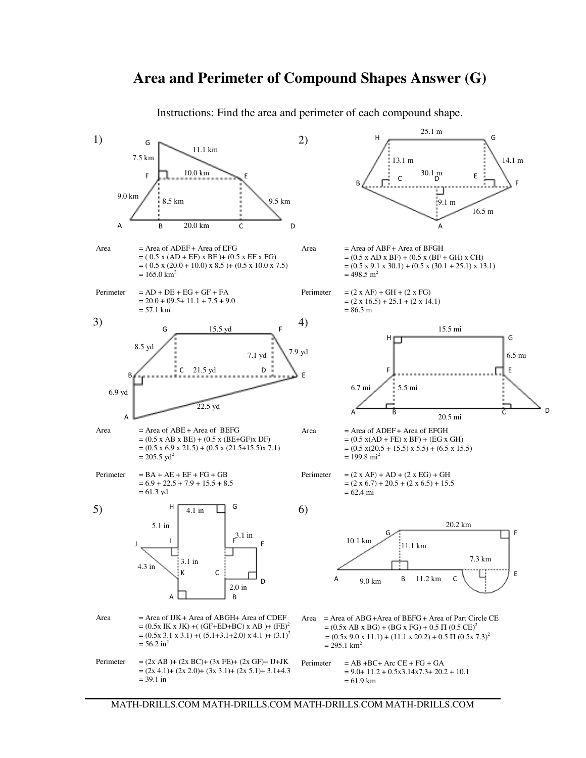# Area and Perimeter of Compound Shapes Answer (G)

Instructions: Find the area and perimeter of each compound shape.

**1)**

Area = Area of ADEF + Area of EFG
= ( 0.5 x (AD + EF) x BF ) + (0.5 x EF x FG)
= ( 0.5 x (20.0 + 10.0) x 8.5 ) + (0.5 x 10.0 x 7.5)
= 165.0 km$^2$

Perimeter = AD + DE + EG + GF + FA
= 20.0 + 09.5 + 11.1 + 7.5 + 9.0
= 57.1 km

**2)**

Area = Area of ABF + Area of BFGH
= (0.5 x AD x BF) + (0.5 x (BF + GH) x CH)
= (0.5 x 9.1 x 30.1) + (0.5 x (30.1 + 25.1) x 13.1)
= 498.5 m$^2$

Perimeter = (2 x AF) + GH + (2 x FG)
= (2 x 16.5) + 25.1 + (2 x 14.1)
= 86.3 m

**3)**

Area = Area of ABE + Area of BEFG
= (0.5 x AB x BE) + (0.5 x (BE+GF)x DF)
= (0.5 x 6.9 x 21.5) + (0.5 x (21.5+15.5)x 7.1)
= 205.5 yd$^2$

Perimeter = BA + AE + EF + FG + GB
= 6.9 + 22.5 + 7.9 + 15.5 + 8.5
= 61.3 yd

**4)**

Area = Area of ADEF + Area of EFGH
= (0.5 x(AD + FE) x BF) + (EG x GH)
= (0.5 x(20.5 + 15.5) x 5.5) + (6.5 x 15.5)
= 199.8 mi$^2$

Perimeter = (2 x AF) + AD + (2 x EG) + GH
= (2 x 6.7) + 20.5 + (2 x 6.5) + 15.5
= 62.4 mi

**5)**

Area = Area of IJK + Area of ABGH + Area of CDEF
= (0.5x IK x JK) +( (GF+ED+BC) x AB ) + (FE)$^2$
= (0.5x 3.1 x 3.1) +( (5.1+3.1+2.0) x 4.1 ) + (3.1)$^2$
= 56.2 in$^2$

Perimeter = (2x AB ) + (2x BC) + (3x FE) + (2x GF) + IJ+JK
= (2x 4.1) + (2x 2.0) + (3x 3.1) + (2x 5.1) + 3.1+4.3
= 39.1 in

**6)**

Area = Area of ABG + Area of BEFG + Area of Part Circle CE
= (0.5x AB x BG) + (BG x FG) + 0.5 Π (0.5 CE)$^2$
= (0.5x 9.0 x 11.1) + (11.1 x 20.2) + 0.5 Π (0.5x 7.3)$^2$
= 295.1 km$^2$

Perimeter = AB + BC + Arc CE + FG + GA
= 9.0 + 11.2 + 0.5x3.14x7.3 + 20.2 + 10.1
= 61.9 km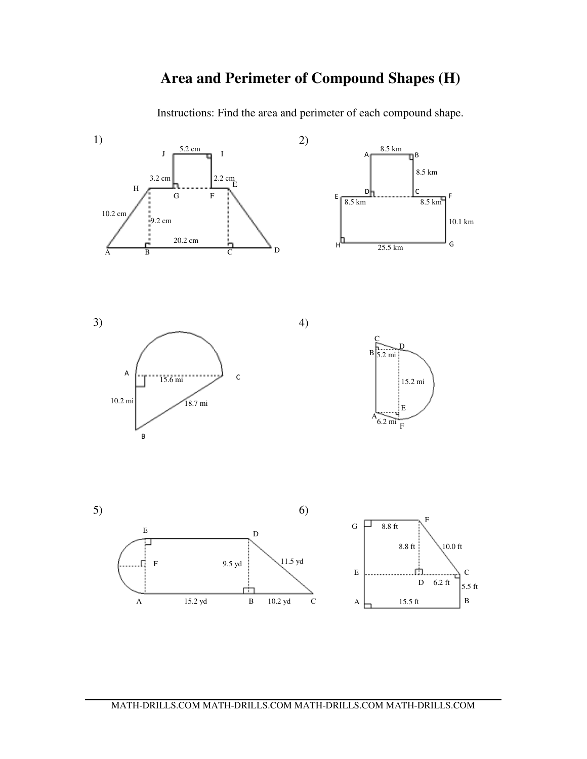# Area and Perimeter of Compound Shapes (H)

Instructions: Find the area and perimeter of each compound shape.

1)

J 5.2 cm I

3.2 cm 2.2 cm E

H G F

10.2 cm 9.2 cm

20.2 cm

A B C D

2)

A 8.5 km B

8.5 km

E D C F

8.5 km 8.5 km

10.1 km

H 25.5 km G

3)

A 15.6 mi C

10.2 mi 18.7 mi

B

4)

C D

B 5.2 mi

15.2 mi

E

A 6.2 mi F

5)

E D

F 9.5 yd 11.5 yd

A 15.2 yd B 10.2 yd C

6)

G 8.8 ft F

8.8 ft 10.0 ft

E D 6.2 ft C

5.5 ft

A 15.5 ft B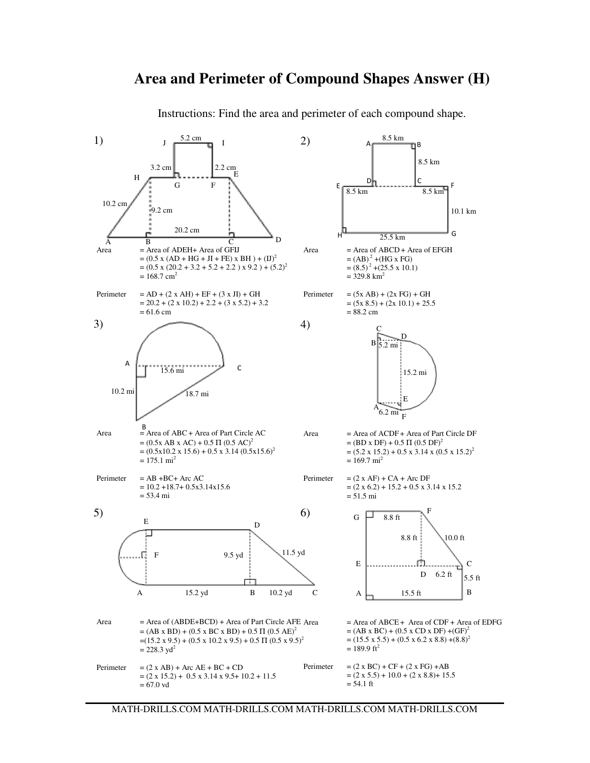# Area and Perimeter of Compound Shapes Answer (H)

Instructions: Find the area and perimeter of each compound shape.

**1)**

Area = Area of ADEH+ Area of GFIJ
= (0.5 x (AD + HG + JI + FE) x BH ) + $(IJ)^2$
= (0.5 x (20.2 + 3.2 + 5.2 + 2.2 ) x 9.2 ) + $(5.2)^2$
= 168.7 $cm^2$

Perimeter = AD + (2 x AH) + EF + (3 x JI) + GH
= 20.2 + (2 x 10.2) + 2.2 + (3 x 5.2) + 3.2
= 61.6 cm

**2)**

Area = Area of ABCD + Area of EFGH
= $(AB)^2$ +(HG x FG)
= $(8.5)^2$ +(25.5 x 10.1)
= 329.8 $km^2$

Perimeter = (5x AB) + (2x FG) + GH
= (5x 8.5) + (2x 10.1) + 25.5
= 88.2 cm

**3)**

Area = Area of ABC + Area of Part Circle AC
= (0.5x AB x AC) + 0.5 Π $(0.5 AC)^2$
= (0.5x10.2 x 15.6) + 0.5 x 3.14 $(0.5x15.6)^2$
= 175.1 $mi^2$

Perimeter = AB +BC+ Arc AC
= 10.2 +18.7+ 0.5x3.14x15.6
= 53.4 mi

**4)**

Area = Area of ACDF + Area of Part Circle DF
= (BD x DF) + 0.5 Π $(0.5 DF)^2$
= (5.2 x 15.2) + 0.5 x 3.14 x $(0.5 x 15.2)^2$
= 169.7 $mi^2$

Perimeter = (2 x AF) + CA + Arc DF
= (2 x 6.2) + 15.2 + 0.5 x 3.14 x 15.2
= 51.5 mi

**5)**

Area = Area of (ABDE+BCD) + Area of Part Circle AFE
= (AB x BD) + (0.5 x BC x BD) + 0.5 Π $(0.5 AE)^2$
=(15.2 x 9.5) + (0.5 x 10.2 x 9.5) + 0.5 Π $(0.5 x 9.5)^2$
= 228.3 $yd^2$

Perimeter = (2 x AB) + Arc AE + BC + CD
= (2 x 15.2) + 0.5 x 3.14 x 9.5+ 10.2 + 11.5
= 67.0 vd

**6)**

Area = Area of ABCE + Area of CDF + Area of EDFG
= (AB x BC) + (0.5 x CD x DF) +$(GF)^2$
= (15.5 x 5.5) + (0.5 x 6.2 x 8.8) +$(8.8)^2$
= 189.9 $ft^2$

Perimeter = (2 x BC) + CF + (2 x FG) +AB
= (2 x 5.5) + 10.0 + (2 x 8.8)+ 15.5
= 54.1 ft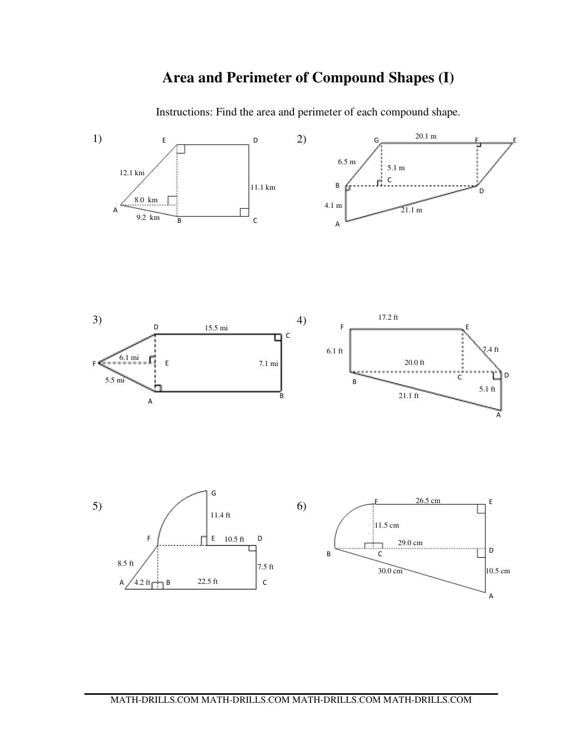# Area and Perimeter of Compound Shapes (I)

Instructions: Find the area and perimeter of each compound shape.

1) E, D, 12.1 km, 11.1 km, 8.0 km, A, 9.2 km, B, C

2) G, 20.1 m, F, E, 6.5 m, 5.1 m, C, B, D, 4.1 m, 21.1 m, A

3) D, 15.5 mi, C, 6.1 mi, F, E, 7.1 mi, 5.5 mi, A, B

4) 17.2 ft, F, E, 6.1 ft, 7.4 ft, 20.0 ft, C, D, B, 5.1 ft, 21.1 ft, A

5) G, 11.4 ft, F, E, 10.5 ft, D, 8.5 ft, 7.5 ft, A, 4.2 ft, B, 22.5 ft, C

6) F, 26.5 cm, E, 11.5 cm, 29.0 cm, B, C, D, 30.0 cm, 10.5 cm, A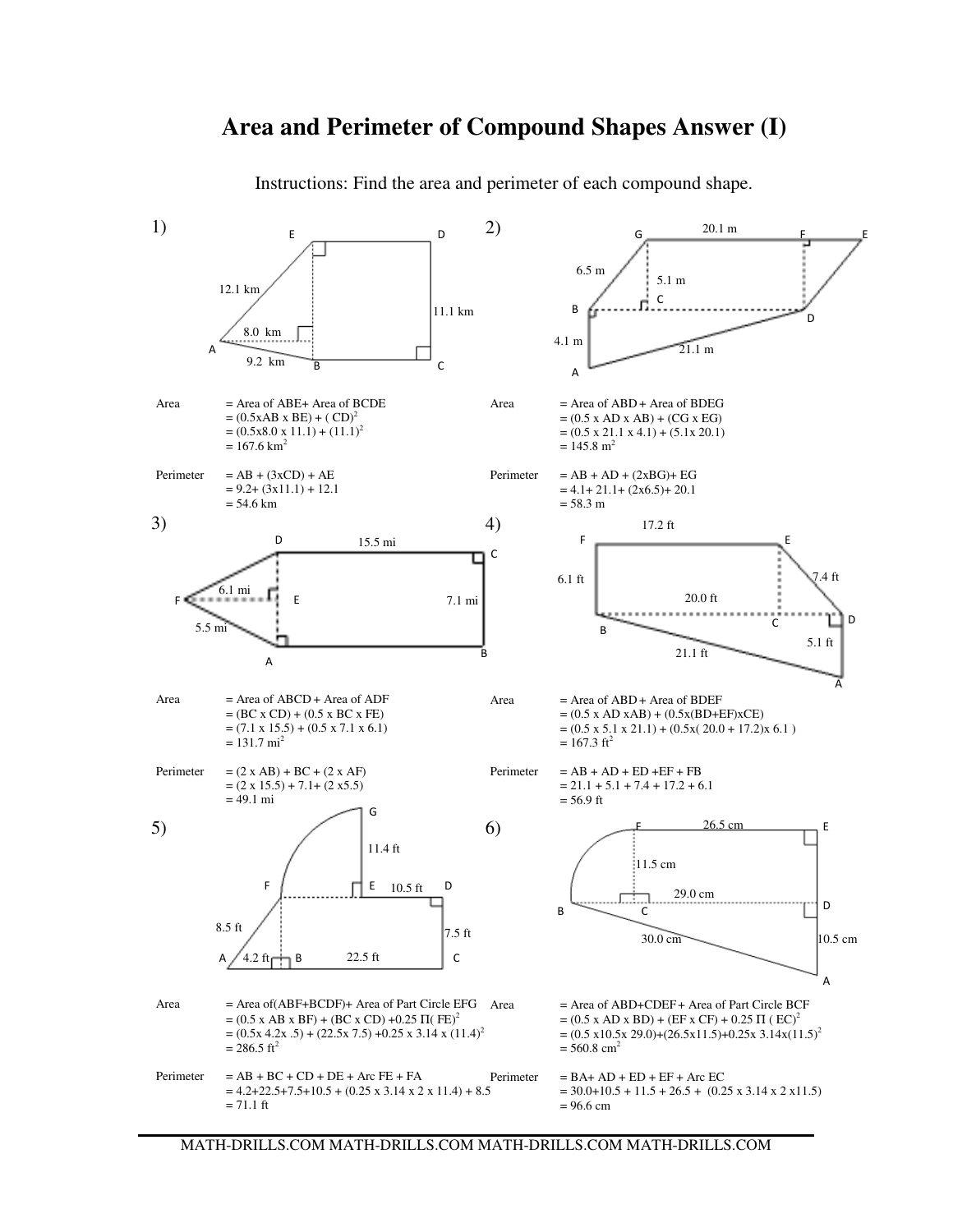# Area and Perimeter of Compound Shapes Answer (I)

Instructions: Find the area and perimeter of each compound shape.

1)

E, D, 12.1 km, 11.1 km, 8.0 km, A, 9.2 km, B, C

Area = Area of ABE+ Area of BCDE
$= (0.5 \times AB \times BE) + (CD)^2$
$= (0.5 \times 8.0 \times 11.1) + (11.1)^2$
$= 167.6 \text{ km}^2$

Perimeter = AB + (3xCD) + AE
= 9.2+ (3x11.1) + 12.1
= 54.6 km

2)

G, 20.1 m, F, E, 6.5 m, 5.1 m, C, B, D, 4.1 m, 21.1 m, A

Area = Area of ABD + Area of BDEG
= (0.5 x AD x AB) + (CG x EG)
= (0.5 x 21.1 x 4.1) + (5.1x 20.1)
$= 145.8 \text{ m}^2$

Perimeter = AB + AD + (2xBG)+ EG
= 4.1+ 21.1+ (2x6.5)+ 20.1
= 58.3 m

3)

D, 15.5 mi, C, 6.1 mi, F, E, 7.1 mi, 5.5 mi, A, B

Area = Area of ABCD + Area of ADF
= (BC x CD) + (0.5 x BC x FE)
= (7.1 x 15.5) + (0.5 x 7.1 x 6.1)
$= 131.7 \text{ mi}^2$

Perimeter = (2 x AB) + BC + (2 x AF)
= (2 x 15.5) + 7.1+ (2 x5.5)
= 49.1 mi

4)

17.2 ft, F, E, 6.1 ft, 7.4 ft, 20.0 ft, D, C, B, 5.1 ft, 21.1 ft, A

Area = Area of ABD + Area of BDEF
= (0.5 x AD xAB) + (0.5x(BD+EF)xCE)
= (0.5 x 5.1 x 21.1) + (0.5x( 20.0 + 17.2)x 6.1 )
$= 167.3 \text{ ft}^2$

Perimeter = AB + AD + ED +EF + FB
= 21.1 + 5.1 + 7.4 + 17.2 + 6.1
= 56.9 ft

5)

G, 11.4 ft, F, E, 10.5 ft, D, 8.5 ft, 7.5 ft, A, 4.2 ft, B, 22.5 ft, C

Area = Area of(ABF+BCDF)+ Area of Part Circle EFG
$= (0.5 \times AB \times BF) + (BC \times CD) + 0.25\ \Pi (FE)^2$
$= (0.5 \times 4.2 \times .5) + (22.5 \times 7.5) + 0.25 \times 3.14 \times (11.4)^2$
$= 286.5 \text{ ft}^2$

Perimeter = AB + BC + CD + DE + Arc FE + FA
= 4.2+22.5+7.5+10.5 + (0.25 x 3.14 x 2 x 11.4) + 8.5
= 71.1 ft

6)

F, 26.5 cm, E, 11.5 cm, 29.0 cm, B, C, D, 30.0 cm, 10.5 cm, A

Area = Area of ABD+CDEF+ Area of Part Circle BCF
$= (0.5 \times AD \times BD) + (EF \times CF) + 0.25\ \Pi (EC)^2$
$= (0.5 \times 10.5 \times 29.0) + (26.5 \times 11.5) + 0.25 \times 3.14 \times (11.5)^2$
$= 560.8 \text{ cm}^2$

Perimeter = BA+ AD + ED + EF + Arc EC
= 30.0+10.5 + 11.5 + 26.5 + (0.25 x 3.14 x 2 x11.5)
= 96.6 cm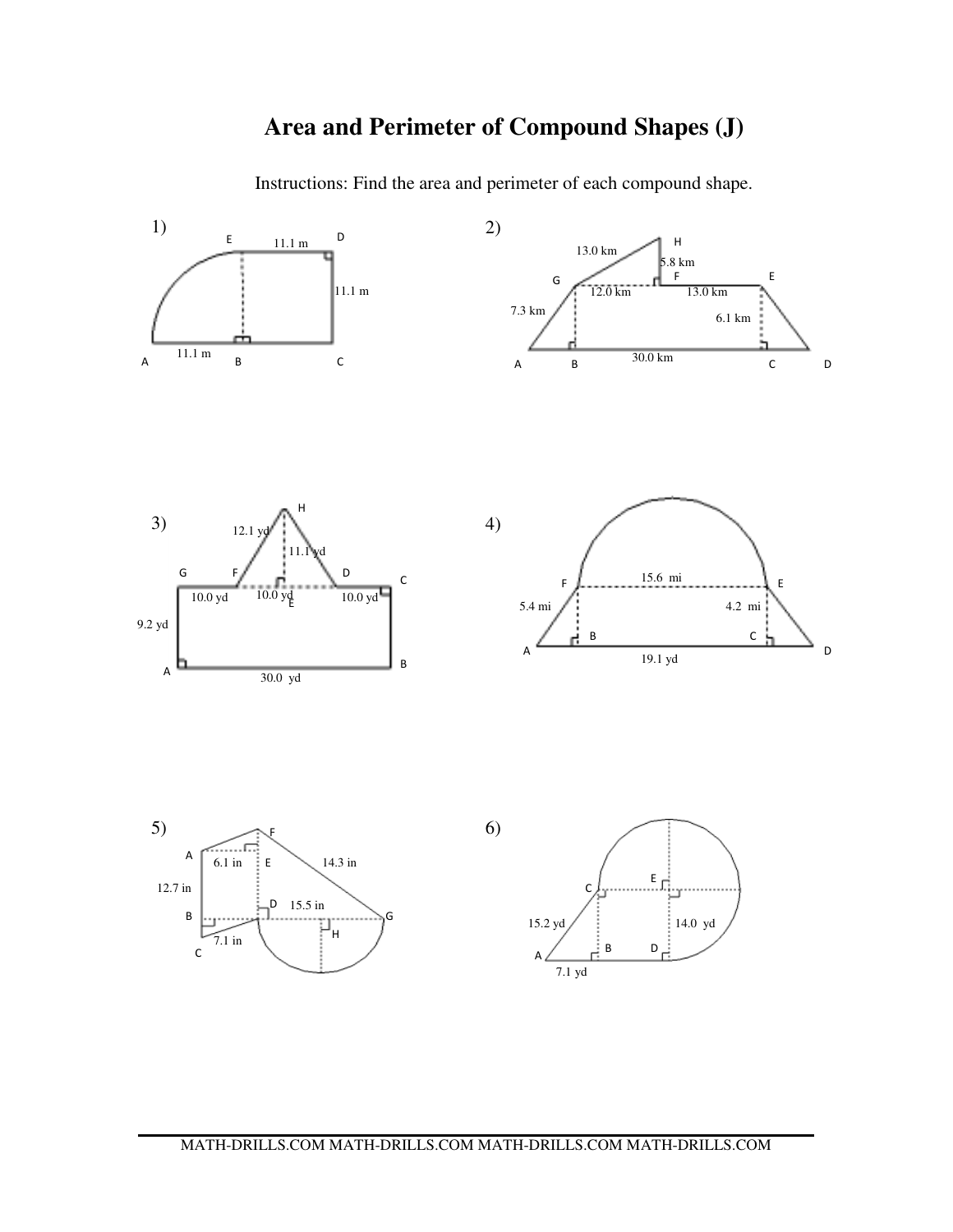# Area and Perimeter of Compound Shapes (J)

Instructions: Find the area and perimeter of each compound shape.

1)

E 11.1 m D

11.1 m

A 11.1 m B C

2)

13.0 km H

5.8 km

G F E

12.0 km 13.0 km

7.3 km

6.1 km

A B 30.0 km C D

3)

H

12.1 yd

11.1 yd

G F D C

10.0 yd 10.0 yd 10.0 yd

E

9.2 yd

A B

30.0 yd

4)

F 15.6 mi E

5.4 mi 4.2 mi

B C

A D

19.1 yd

5)

F

A

6.1 in E 14.3 in

12.7 in

D 15.5 in

B G

H

7.1 in

C

6)

E

C

15.2 yd 14.0 yd

A B D

7.1 yd

MATH-DRILLS.COM MATH-DRILLS.COM MATH-DRILLS.COM MATH-DRILLS.COM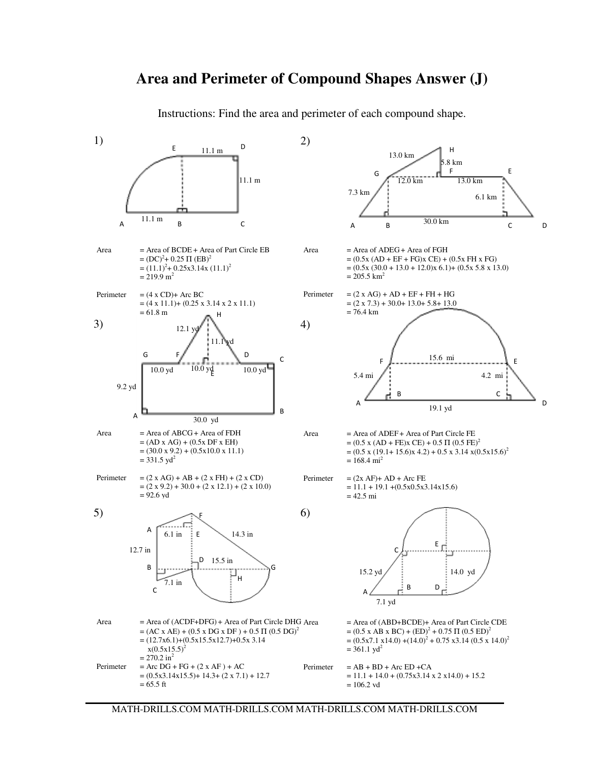# Area and Perimeter of Compound Shapes Answer (J)

Instructions: Find the area and perimeter of each compound shape.

1)

E 11.1 m D

11.1 m

11.1 m

A B C

Area = Area of BCDE + Area of Part Circle EB
$= (DC)^2 + 0.25\ \Pi\ (EB)^2$
$= (11.1)^2 + 0.25 \text{x} 3.14 \text{x}\ (11.1)^2$
$= 219.9\ \text{m}^2$

Perimeter = (4 x CD)+ Arc BC
= (4 x 11.1)+ (0.25 x 3.14 x 2 x 11.1)
= 61.8 m

2)

13.0 km H

5.8 km

G F E

12.0 km 13.0 km

7.3 km

6.1 km

A B 30.0 km C D

Area = Area of ADEG + Area of FGH
= (0.5x (AD + EF + FG)x CE) + (0.5x FH x FG)
= (0.5x (30.0 + 13.0 + 12.0)x 6.1)+ (0.5x 5.8 x 13.0)
$= 205.5\ \text{km}^2$

Perimeter = (2 x AG) + AD + EF + FH + HG
= (2 x 7.3) + 30.0+ 13.0+ 5.8+ 13.0
= 76.4 km

3)

H

12.1 yd

11.1 yd

G F D C

10.0 yd 10.0 yd 10.0 yd

E

9.2 yd

A B

30.0 yd

Area = Area of ABCG + Area of FDH
= (AD x AG) + (0.5x DF x EH)
= (30.0 x 9.2) + (0.5x10.0 x 11.1)
$= 331.5\ \text{yd}^2$

Perimeter = (2 x AG) + AB + (2 x FH) + (2 x CD)
= (2 x 9.2) + 30.0 + (2 x 12.1) + (2 x 10.0)
= 92.6 yd

4)

F 15.6 mi E

5.4 mi 4.2 mi

B C

A 19.1 yd D

Area = Area of ADEF + Area of Part Circle FE
$= (0.5 \text{ x } (AD + FE)\text{x } CE) + 0.5\ \Pi\ (0.5\ FE)^2$
$= (0.5 \text{ x } (19.1 + 15.6)\text{x } 4.2) + 0.5 \text{ x } 3.14 \text{ x}(0.5\text{x}15.6)^2$
$= 168.4\ \text{mi}^2$

Perimeter = (2x AF)+ AD + Arc FE
= 11.1 + 19.1 +(0.5x0.5x3.14x15.6)
= 42.5 mi

5)

F

A

6.1 in E 14.3 in

12.7 in

B D 15.5 in G

H

7.1 in

C

Area = Area of (ACDF+DFG) + Area of Part Circle DHG
$= (AC \text{ x } AE) + (0.5 \text{ x } DG \text{ x } DF ) + 0.5\ \Pi\ (0.5\ DG)^2$
$= (12.7\text{x}6.1)+(0.5\text{x}15.5\text{x}12.7)+0.5\text{x } 3.14 \text{ x}(0.5\text{x}15.5)^2$
$= 270.2\ \text{in}^2$

Perimeter = Arc DG + FG + (2 x AF ) + AC
= (0.5x3.14x15.5)+ 14.3+ (2 x 7.1) + 12.7
= 65.5 ft

6)

E

C

15.2 yd 14.0 yd

A B D

7.1 yd

Area = Area of (ABD+BCDE)+ Area of Part Circle CDE
$= (0.5 \text{ x } AB \text{ x } BC) + (ED)^2 + 0.75\ \Pi\ (0.5\ ED)^2$
$= (0.5\text{x}7.1 \text{ x}14.0) +(14.0)^2 + 0.75 \text{ x}3.14\ (0.5 \text{ x } 14.0)^2$
$= 361.1\ \text{yd}^2$

Perimeter = AB + BD + Arc ED +CA
= 11.1 + 14.0 + (0.75x3.14 x 2 x14.0) + 15.2
= 106.2 yd

MATH-DRILLS.COM MATH-DRILLS.COM MATH-DRILLS.COM MATH-DRILLS.COM